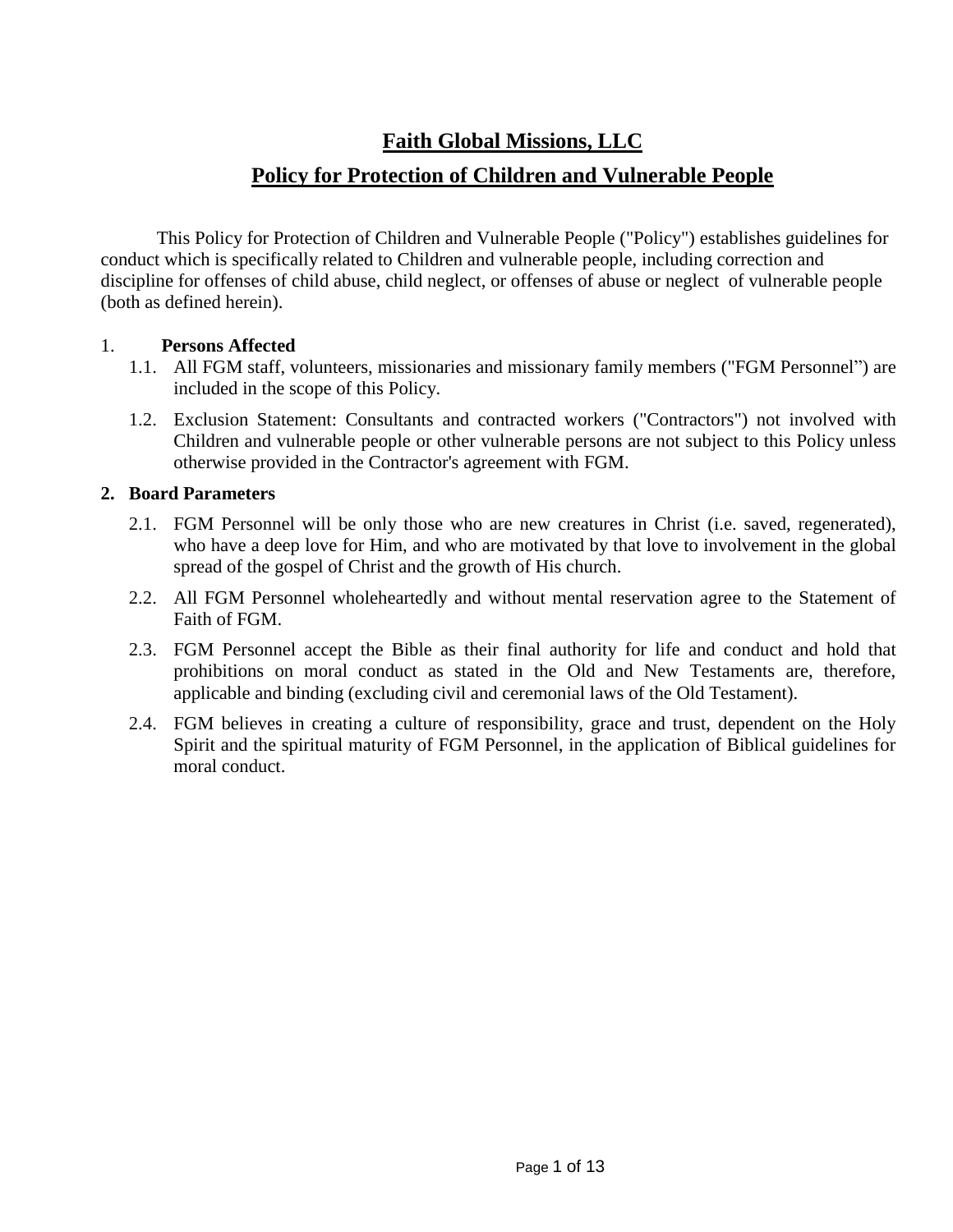# Faith Global Missions, LLC

## Policy for Protection of Children and Vulnerable People

This Policy for Protection of Children and Vulnerable People ("Policy") establishes guidelines for conduct which is specifically related to Children and vulnerable people, including correction and discipline for offenses of child abuse, child neglect, or offenses of abuse or neglect of vulnerable people (both as defined herein).

1. **Persons Affected**
   - 1.1. All FGM staff, volunteers, missionaries and missionary family members ("FGM Personnel") are included in the scope of this Policy.
   - 1.2. Exclusion Statement: Consultants and contracted workers ("Contractors") not involved with Children and vulnerable people or other vulnerable persons are not subject to this Policy unless otherwise provided in the Contractor's agreement with FGM.

2. **Board Parameters**
   - 2.1. FGM Personnel will be only those who are new creatures in Christ (i.e. saved, regenerated), who have a deep love for Him, and who are motivated by that love to involvement in the global spread of the gospel of Christ and the growth of His church.
   - 2.2. All FGM Personnel wholeheartedly and without mental reservation agree to the Statement of Faith of FGM.
   - 2.3. FGM Personnel accept the Bible as their final authority for life and conduct and hold that prohibitions on moral conduct as stated in the Old and New Testaments are, therefore, applicable and binding (excluding civil and ceremonial laws of the Old Testament).
   - 2.4. FGM believes in creating a culture of responsibility, grace and trust, dependent on the Holy Spirit and the spiritual maturity of FGM Personnel, in the application of Biblical guidelines for moral conduct.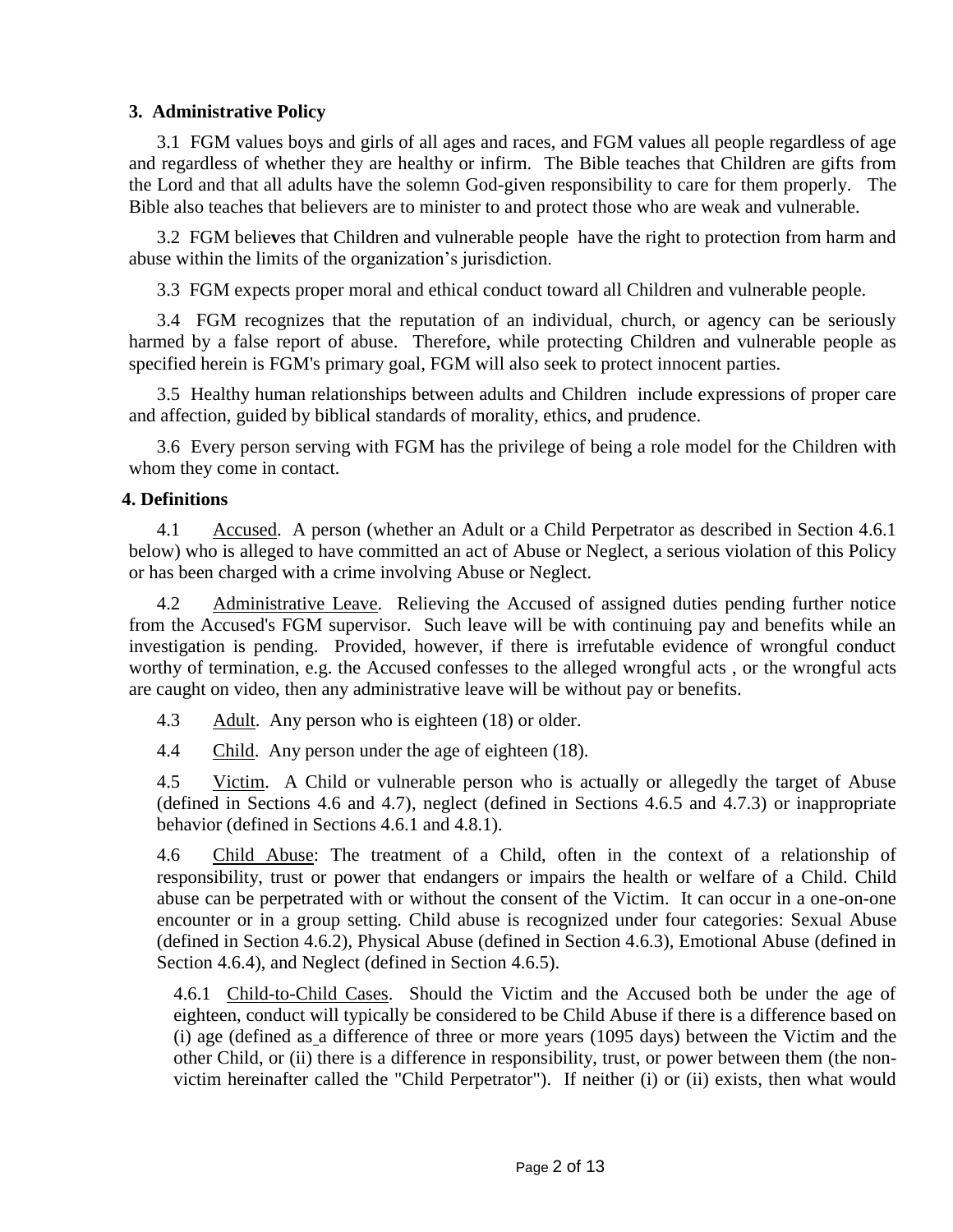### 3. Administrative Policy

3.1 FGM values boys and girls of all ages and races, and FGM values all people regardless of age and regardless of whether they are healthy or infirm. The Bible teaches that Children are gifts from the Lord and that all adults have the solemn God-given responsibility to care for them properly. The Bible also teaches that believers are to minister to and protect those who are weak and vulnerable.

3.2 FGM believes that Children and vulnerable people have the right to protection from harm and abuse within the limits of the organization's jurisdiction.

3.3 FGM expects proper moral and ethical conduct toward all Children and vulnerable people.

3.4 FGM recognizes that the reputation of an individual, church, or agency can be seriously harmed by a false report of abuse. Therefore, while protecting Children and vulnerable people as specified herein is FGM's primary goal, FGM will also seek to protect innocent parties.

3.5 Healthy human relationships between adults and Children include expressions of proper care and affection, guided by biblical standards of morality, ethics, and prudence.

3.6 Every person serving with FGM has the privilege of being a role model for the Children with whom they come in contact.

### 4. Definitions

4.1 Accused. A person (whether an Adult or a Child Perpetrator as described in Section 4.6.1 below) who is alleged to have committed an act of Abuse or Neglect, a serious violation of this Policy or has been charged with a crime involving Abuse or Neglect.

4.2 Administrative Leave. Relieving the Accused of assigned duties pending further notice from the Accused's FGM supervisor. Such leave will be with continuing pay and benefits while an investigation is pending. Provided, however, if there is irrefutable evidence of wrongful conduct worthy of termination, e.g. the Accused confesses to the alleged wrongful acts , or the wrongful acts are caught on video, then any administrative leave will be without pay or benefits.

4.3 Adult. Any person who is eighteen (18) or older.

4.4 Child. Any person under the age of eighteen (18).

4.5 Victim. A Child or vulnerable person who is actually or allegedly the target of Abuse (defined in Sections 4.6 and 4.7), neglect (defined in Sections 4.6.5 and 4.7.3) or inappropriate behavior (defined in Sections 4.6.1 and 4.8.1).

4.6 Child Abuse: The treatment of a Child, often in the context of a relationship of responsibility, trust or power that endangers or impairs the health or welfare of a Child. Child abuse can be perpetrated with or without the consent of the Victim. It can occur in a one-on-one encounter or in a group setting. Child abuse is recognized under four categories: Sexual Abuse (defined in Section 4.6.2), Physical Abuse (defined in Section 4.6.3), Emotional Abuse (defined in Section 4.6.4), and Neglect (defined in Section 4.6.5).

4.6.1 Child-to-Child Cases. Should the Victim and the Accused both be under the age of eighteen, conduct will typically be considered to be Child Abuse if there is a difference based on (i) age (defined as a difference of three or more years (1095 days) between the Victim and the other Child, or (ii) there is a difference in responsibility, trust, or power between them (the non-victim hereinafter called the "Child Perpetrator"). If neither (i) or (ii) exists, then what would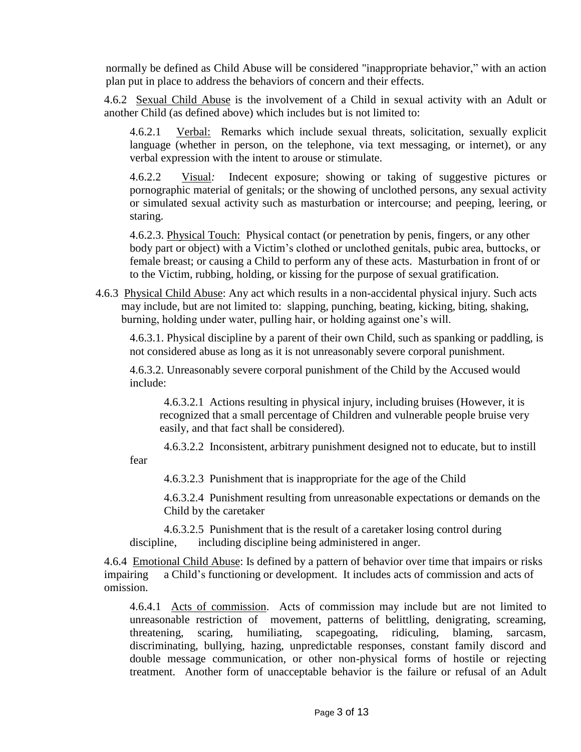normally be defined as Child Abuse will be considered "inappropriate behavior," with an action plan put in place to address the behaviors of concern and their effects.

4.6.2 Sexual Child Abuse is the involvement of a Child in sexual activity with an Adult or another Child (as defined above) which includes but is not limited to:

4.6.2.1 Verbal: Remarks which include sexual threats, solicitation, sexually explicit language (whether in person, on the telephone, via text messaging, or internet), or any verbal expression with the intent to arouse or stimulate.

4.6.2.2 Visual: Indecent exposure; showing or taking of suggestive pictures or pornographic material of genitals; or the showing of unclothed persons, any sexual activity or simulated sexual activity such as masturbation or intercourse; and peeping, leering, or staring.

4.6.2.3. Physical Touch: Physical contact (or penetration by penis, fingers, or any other body part or object) with a Victim's clothed or unclothed genitals, pubic area, buttocks, or female breast; or causing a Child to perform any of these acts. Masturbation in front of or to the Victim, rubbing, holding, or kissing for the purpose of sexual gratification.

4.6.3 Physical Child Abuse: Any act which results in a non-accidental physical injury. Such acts may include, but are not limited to: slapping, punching, beating, kicking, biting, shaking, burning, holding under water, pulling hair, or holding against one's will.

4.6.3.1. Physical discipline by a parent of their own Child, such as spanking or paddling, is not considered abuse as long as it is not unreasonably severe corporal punishment.

4.6.3.2. Unreasonably severe corporal punishment of the Child by the Accused would include:

4.6.3.2.1 Actions resulting in physical injury, including bruises (However, it is recognized that a small percentage of Children and vulnerable people bruise very easily, and that fact shall be considered).

4.6.3.2.2 Inconsistent, arbitrary punishment designed not to educate, but to instill fear

4.6.3.2.3 Punishment that is inappropriate for the age of the Child

4.6.3.2.4 Punishment resulting from unreasonable expectations or demands on the Child by the caretaker

4.6.3.2.5 Punishment that is the result of a caretaker losing control during discipline, including discipline being administered in anger.

4.6.4 Emotional Child Abuse: Is defined by a pattern of behavior over time that impairs or risks impairing a Child's functioning or development. It includes acts of commission and acts of omission.

4.6.4.1 Acts of commission. Acts of commission may include but are not limited to unreasonable restriction of movement, patterns of belittling, denigrating, screaming, threatening, scaring, humiliating, scapegoating, ridiculing, blaming, sarcasm, discriminating, bullying, hazing, unpredictable responses, constant family discord and double message communication, or other non-physical forms of hostile or rejecting treatment. Another form of unacceptable behavior is the failure or refusal of an Adult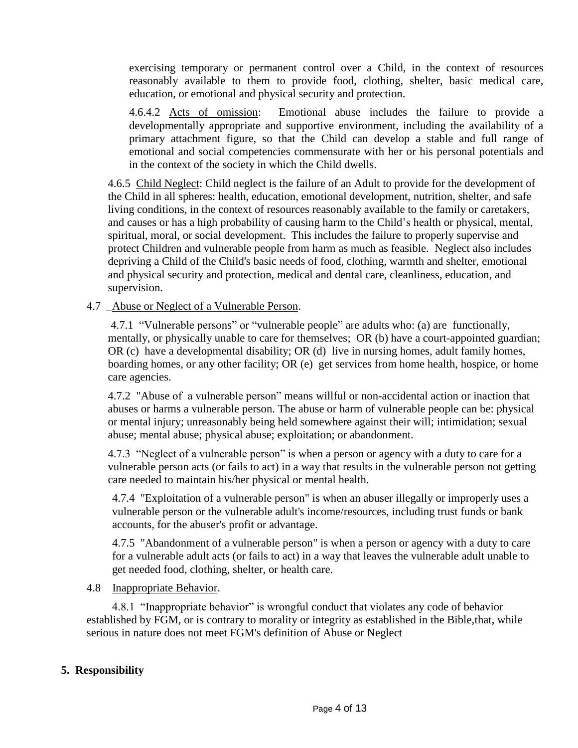exercising temporary or permanent control over a Child, in the context of resources reasonably available to them to provide food, clothing, shelter, basic medical care, education, or emotional and physical security and protection.

4.6.4.2 Acts of omission: Emotional abuse includes the failure to provide a developmentally appropriate and supportive environment, including the availability of a primary attachment figure, so that the Child can develop a stable and full range of emotional and social competencies commensurate with her or his personal potentials and in the context of the society in which the Child dwells.

4.6.5 Child Neglect: Child neglect is the failure of an Adult to provide for the development of the Child in all spheres: health, education, emotional development, nutrition, shelter, and safe living conditions, in the context of resources reasonably available to the family or caretakers, and causes or has a high probability of causing harm to the Child's health or physical, mental, spiritual, moral, or social development. This includes the failure to properly supervise and protect Children and vulnerable people from harm as much as feasible. Neglect also includes depriving a Child of the Child's basic needs of food, clothing, warmth and shelter, emotional and physical security and protection, medical and dental care, cleanliness, education, and supervision.

4.7 Abuse or Neglect of a Vulnerable Person.

4.7.1 "Vulnerable persons" or "vulnerable people" are adults who: (a) are functionally, mentally, or physically unable to care for themselves; OR (b) have a court-appointed guardian; OR (c) have a developmental disability; OR (d) live in nursing homes, adult family homes, boarding homes, or any other facility; OR (e) get services from home health, hospice, or home care agencies.

4.7.2 "Abuse of a vulnerable person" means willful or non-accidental action or inaction that abuses or harms a vulnerable person. The abuse or harm of vulnerable people can be: physical or mental injury; unreasonably being held somewhere against their will; intimidation; sexual abuse; mental abuse; physical abuse; exploitation; or abandonment.

4.7.3 "Neglect of a vulnerable person" is when a person or agency with a duty to care for a vulnerable person acts (or fails to act) in a way that results in the vulnerable person not getting care needed to maintain his/her physical or mental health.

4.7.4 "Exploitation of a vulnerable person" is when an abuser illegally or improperly uses a vulnerable person or the vulnerable adult's income/resources, including trust funds or bank accounts, for the abuser's profit or advantage.

4.7.5 "Abandonment of a vulnerable person" is when a person or agency with a duty to care for a vulnerable adult acts (or fails to act) in a way that leaves the vulnerable adult unable to get needed food, clothing, shelter, or health care.

4.8 Inappropriate Behavior.

4.8.1 "Inappropriate behavior" is wrongful conduct that violates any code of behavior established by FGM, or is contrary to morality or integrity as established in the Bible,that, while serious in nature does not meet FGM's definition of Abuse or Neglect

## 5. Responsibility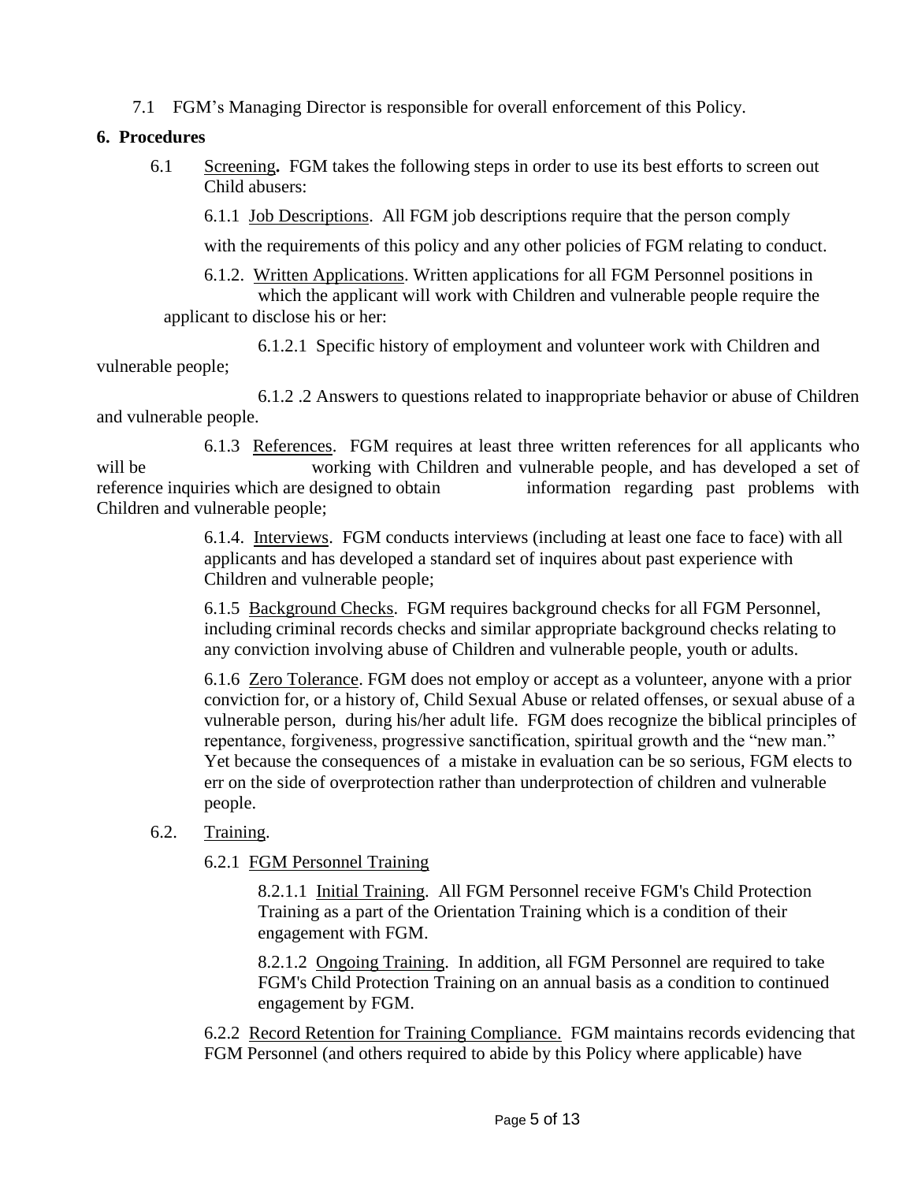7.1 FGM's Managing Director is responsible for overall enforcement of this Policy.

## 6. Procedures

6.1 Screening**.** FGM takes the following steps in order to use its best efforts to screen out Child abusers:

6.1.1 Job Descriptions. All FGM job descriptions require that the person comply with the requirements of this policy and any other policies of FGM relating to conduct.

6.1.2. Written Applications. Written applications for all FGM Personnel positions in which the applicant will work with Children and vulnerable people require the applicant to disclose his or her:

6.1.2.1 Specific history of employment and volunteer work with Children and vulnerable people;

6.1.2 .2 Answers to questions related to inappropriate behavior or abuse of Children and vulnerable people.

6.1.3 References. FGM requires at least three written references for all applicants who will be working with Children and vulnerable people, and has developed a set of reference inquiries which are designed to obtain information regarding past problems with Children and vulnerable people;

6.1.4. Interviews. FGM conducts interviews (including at least one face to face) with all applicants and has developed a standard set of inquires about past experience with Children and vulnerable people;

6.1.5 Background Checks. FGM requires background checks for all FGM Personnel, including criminal records checks and similar appropriate background checks relating to any conviction involving abuse of Children and vulnerable people, youth or adults.

6.1.6 Zero Tolerance. FGM does not employ or accept as a volunteer, anyone with a prior conviction for, or a history of, Child Sexual Abuse or related offenses, or sexual abuse of a vulnerable person, during his/her adult life. FGM does recognize the biblical principles of repentance, forgiveness, progressive sanctification, spiritual growth and the "new man." Yet because the consequences of a mistake in evaluation can be so serious, FGM elects to err on the side of overprotection rather than underprotection of children and vulnerable people.

6.2. Training.

6.2.1 FGM Personnel Training

8.2.1.1 Initial Training. All FGM Personnel receive FGM's Child Protection Training as a part of the Orientation Training which is a condition of their engagement with FGM.

8.2.1.2 Ongoing Training. In addition, all FGM Personnel are required to take FGM's Child Protection Training on an annual basis as a condition to continued engagement by FGM.

6.2.2 Record Retention for Training Compliance. FGM maintains records evidencing that FGM Personnel (and others required to abide by this Policy where applicable) have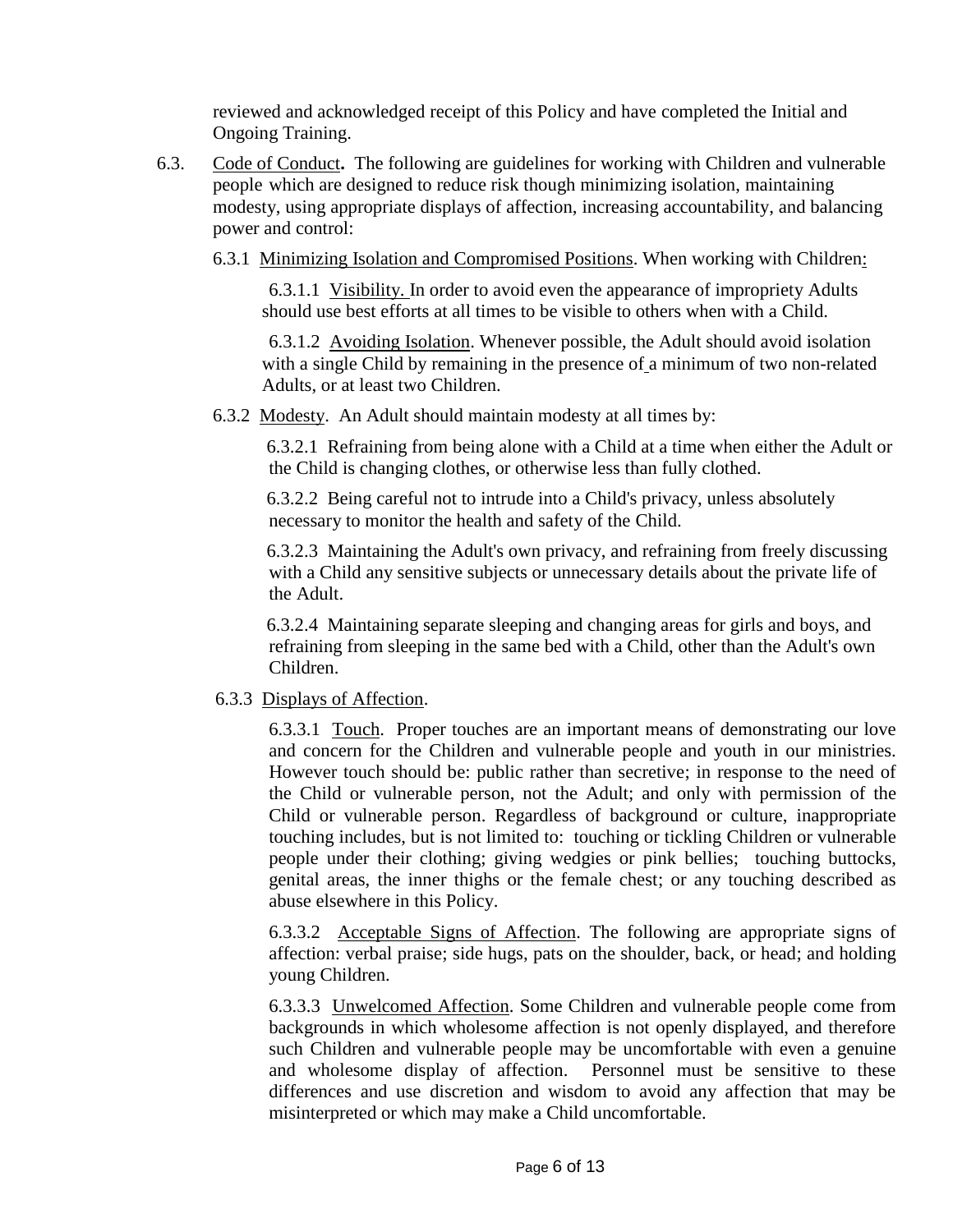reviewed and acknowledged receipt of this Policy and have completed the Initial and Ongoing Training.

6.3. Code of Conduct**.** The following are guidelines for working with Children and vulnerable people which are designed to reduce risk though minimizing isolation, maintaining modesty, using appropriate displays of affection, increasing accountability, and balancing power and control:

6.3.1 Minimizing Isolation and Compromised Positions. When working with Children:

6.3.1.1 Visibility. In order to avoid even the appearance of impropriety Adults should use best efforts at all times to be visible to others when with a Child.

6.3.1.2 Avoiding Isolation. Whenever possible, the Adult should avoid isolation with a single Child by remaining in the presence of a minimum of two non-related Adults, or at least two Children.

6.3.2 Modesty. An Adult should maintain modesty at all times by:

6.3.2.1 Refraining from being alone with a Child at a time when either the Adult or the Child is changing clothes, or otherwise less than fully clothed.

6.3.2.2 Being careful not to intrude into a Child's privacy, unless absolutely necessary to monitor the health and safety of the Child.

6.3.2.3 Maintaining the Adult's own privacy, and refraining from freely discussing with a Child any sensitive subjects or unnecessary details about the private life of the Adult.

6.3.2.4 Maintaining separate sleeping and changing areas for girls and boys, and refraining from sleeping in the same bed with a Child, other than the Adult's own Children.

6.3.3 Displays of Affection.

6.3.3.1 Touch. Proper touches are an important means of demonstrating our love and concern for the Children and vulnerable people and youth in our ministries. However touch should be: public rather than secretive; in response to the need of the Child or vulnerable person, not the Adult; and only with permission of the Child or vulnerable person. Regardless of background or culture, inappropriate touching includes, but is not limited to: touching or tickling Children or vulnerable people under their clothing; giving wedgies or pink bellies; touching buttocks, genital areas, the inner thighs or the female chest; or any touching described as abuse elsewhere in this Policy.

6.3.3.2 Acceptable Signs of Affection. The following are appropriate signs of affection: verbal praise; side hugs, pats on the shoulder, back, or head; and holding young Children.

6.3.3.3 Unwelcomed Affection. Some Children and vulnerable people come from backgrounds in which wholesome affection is not openly displayed, and therefore such Children and vulnerable people may be uncomfortable with even a genuine and wholesome display of affection. Personnel must be sensitive to these differences and use discretion and wisdom to avoid any affection that may be misinterpreted or which may make a Child uncomfortable.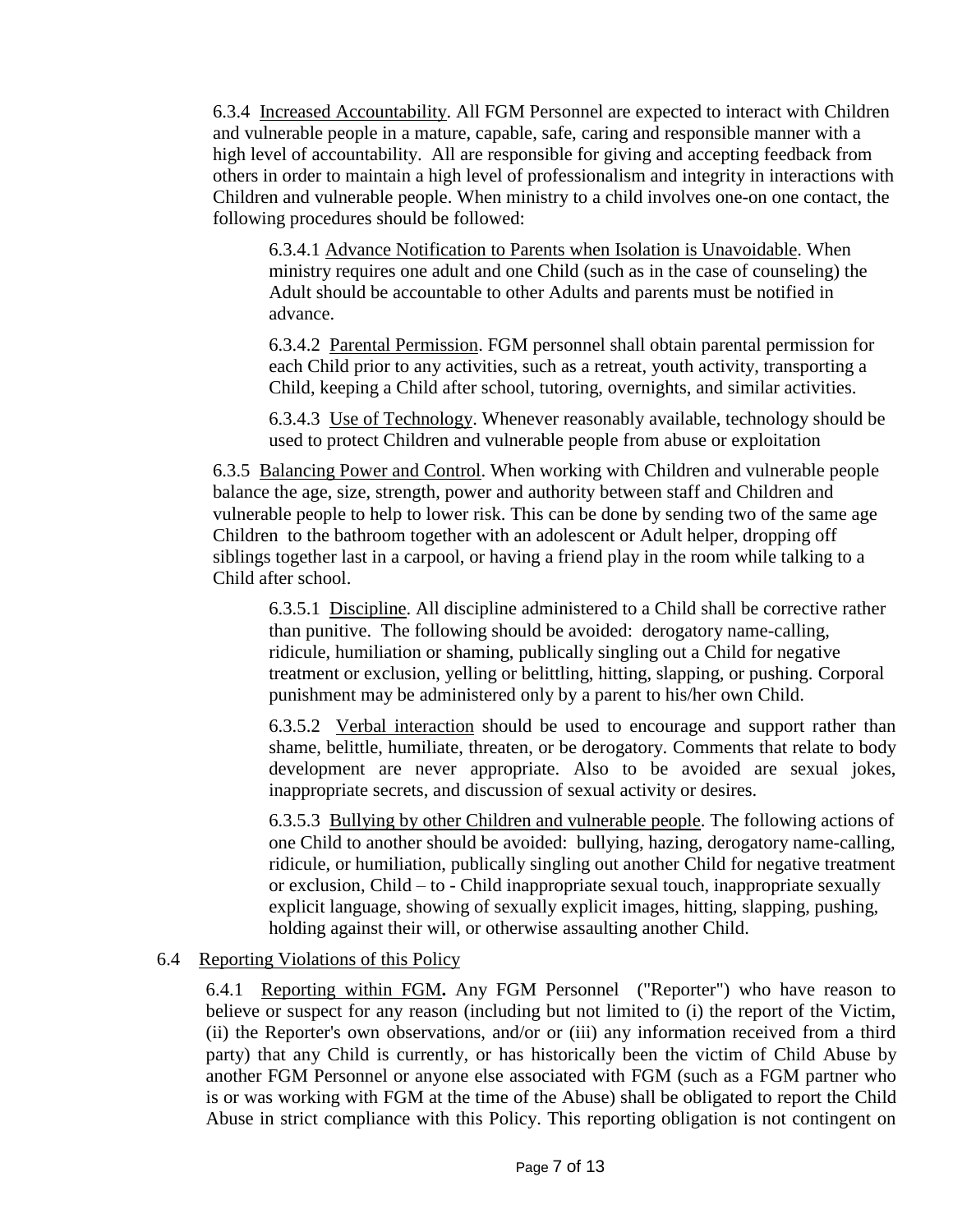6.3.4 Increased Accountability. All FGM Personnel are expected to interact with Children and vulnerable people in a mature, capable, safe, caring and responsible manner with a high level of accountability. All are responsible for giving and accepting feedback from others in order to maintain a high level of professionalism and integrity in interactions with Children and vulnerable people. When ministry to a child involves one-on one contact, the following procedures should be followed:

6.3.4.1 Advance Notification to Parents when Isolation is Unavoidable. When ministry requires one adult and one Child (such as in the case of counseling) the Adult should be accountable to other Adults and parents must be notified in advance.

6.3.4.2 Parental Permission. FGM personnel shall obtain parental permission for each Child prior to any activities, such as a retreat, youth activity, transporting a Child, keeping a Child after school, tutoring, overnights, and similar activities.

6.3.4.3 Use of Technology. Whenever reasonably available, technology should be used to protect Children and vulnerable people from abuse or exploitation

6.3.5 Balancing Power and Control. When working with Children and vulnerable people balance the age, size, strength, power and authority between staff and Children and vulnerable people to help to lower risk. This can be done by sending two of the same age Children to the bathroom together with an adolescent or Adult helper, dropping off siblings together last in a carpool, or having a friend play in the room while talking to a Child after school.

6.3.5.1 Discipline. All discipline administered to a Child shall be corrective rather than punitive. The following should be avoided: derogatory name-calling, ridicule, humiliation or shaming, publically singling out a Child for negative treatment or exclusion, yelling or belittling, hitting, slapping, or pushing. Corporal punishment may be administered only by a parent to his/her own Child.

6.3.5.2 Verbal interaction should be used to encourage and support rather than shame, belittle, humiliate, threaten, or be derogatory. Comments that relate to body development are never appropriate. Also to be avoided are sexual jokes, inappropriate secrets, and discussion of sexual activity or desires.

6.3.5.3 Bullying by other Children and vulnerable people. The following actions of one Child to another should be avoided: bullying, hazing, derogatory name-calling, ridicule, or humiliation, publically singling out another Child for negative treatment or exclusion, Child – to - Child inappropriate sexual touch, inappropriate sexually explicit language, showing of sexually explicit images, hitting, slapping, pushing, holding against their will, or otherwise assaulting another Child.

6.4 Reporting Violations of this Policy

6.4.1 Reporting within FGM**.** Any FGM Personnel ("Reporter") who have reason to believe or suspect for any reason (including but not limited to (i) the report of the Victim, (ii) the Reporter's own observations, and/or or (iii) any information received from a third party) that any Child is currently, or has historically been the victim of Child Abuse by another FGM Personnel or anyone else associated with FGM (such as a FGM partner who is or was working with FGM at the time of the Abuse) shall be obligated to report the Child Abuse in strict compliance with this Policy. This reporting obligation is not contingent on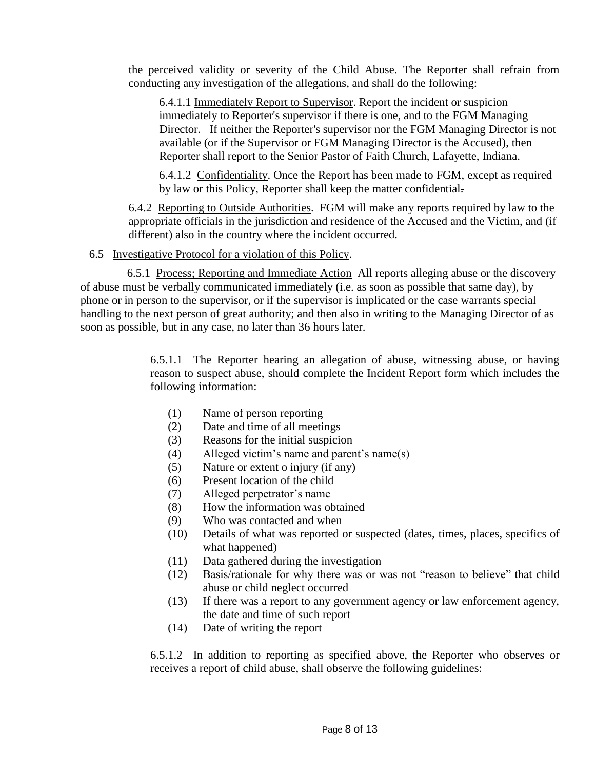the perceived validity or severity of the Child Abuse. The Reporter shall refrain from conducting any investigation of the allegations, and shall do the following:

6.4.1.1 Immediately Report to Supervisor. Report the incident or suspicion immediately to Reporter's supervisor if there is one, and to the FGM Managing Director. If neither the Reporter's supervisor nor the FGM Managing Director is not available (or if the Supervisor or FGM Managing Director is the Accused), then Reporter shall report to the Senior Pastor of Faith Church, Lafayette, Indiana.

6.4.1.2 Confidentiality. Once the Report has been made to FGM, except as required by law or this Policy, Reporter shall keep the matter confidential.

6.4.2 Reporting to Outside Authorities. FGM will make any reports required by law to the appropriate officials in the jurisdiction and residence of the Accused and the Victim, and (if different) also in the country where the incident occurred.

6.5 Investigative Protocol for a violation of this Policy.

6.5.1 Process; Reporting and Immediate Action All reports alleging abuse or the discovery of abuse must be verbally communicated immediately (i.e. as soon as possible that same day), by phone or in person to the supervisor, or if the supervisor is implicated or the case warrants special handling to the next person of great authority; and then also in writing to the Managing Director of as soon as possible, but in any case, no later than 36 hours later.

6.5.1.1 The Reporter hearing an allegation of abuse, witnessing abuse, or having reason to suspect abuse, should complete the Incident Report form which includes the following information:

(1) Name of person reporting
(2) Date and time of all meetings
(3) Reasons for the initial suspicion
(4) Alleged victim's name and parent's name(s)
(5) Nature or extent o injury (if any)
(6) Present location of the child
(7) Alleged perpetrator's name
(8) How the information was obtained
(9) Who was contacted and when
(10) Details of what was reported or suspected (dates, times, places, specifics of what happened)
(11) Data gathered during the investigation
(12) Basis/rationale for why there was or was not "reason to believe" that child abuse or child neglect occurred
(13) If there was a report to any government agency or law enforcement agency, the date and time of such report
(14) Date of writing the report

6.5.1.2 In addition to reporting as specified above, the Reporter who observes or receives a report of child abuse, shall observe the following guidelines: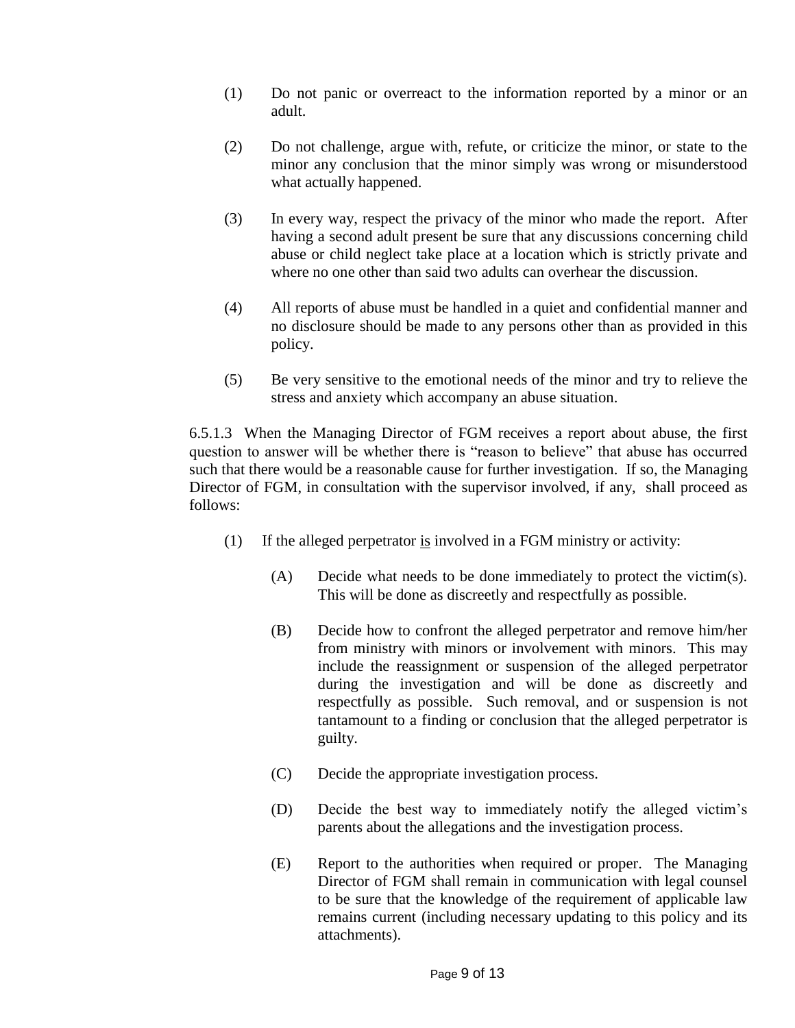(1) Do not panic or overreact to the information reported by a minor or an adult.

(2) Do not challenge, argue with, refute, or criticize the minor, or state to the minor any conclusion that the minor simply was wrong or misunderstood what actually happened.

(3) In every way, respect the privacy of the minor who made the report. After having a second adult present be sure that any discussions concerning child abuse or child neglect take place at a location which is strictly private and where no one other than said two adults can overhear the discussion.

(4) All reports of abuse must be handled in a quiet and confidential manner and no disclosure should be made to any persons other than as provided in this policy.

(5) Be very sensitive to the emotional needs of the minor and try to relieve the stress and anxiety which accompany an abuse situation.

6.5.1.3 When the Managing Director of FGM receives a report about abuse, the first question to answer will be whether there is "reason to believe" that abuse has occurred such that there would be a reasonable cause for further investigation. If so, the Managing Director of FGM, in consultation with the supervisor involved, if any, shall proceed as follows:

(1) If the alleged perpetrator <u>is</u> involved in a FGM ministry or activity:

(A) Decide what needs to be done immediately to protect the victim(s). This will be done as discreetly and respectfully as possible.

(B) Decide how to confront the alleged perpetrator and remove him/her from ministry with minors or involvement with minors. This may include the reassignment or suspension of the alleged perpetrator during the investigation and will be done as discreetly and respectfully as possible. Such removal, and or suspension is not tantamount to a finding or conclusion that the alleged perpetrator is guilty.

(C) Decide the appropriate investigation process.

(D) Decide the best way to immediately notify the alleged victim's parents about the allegations and the investigation process.

(E) Report to the authorities when required or proper. The Managing Director of FGM shall remain in communication with legal counsel to be sure that the knowledge of the requirement of applicable law remains current (including necessary updating to this policy and its attachments).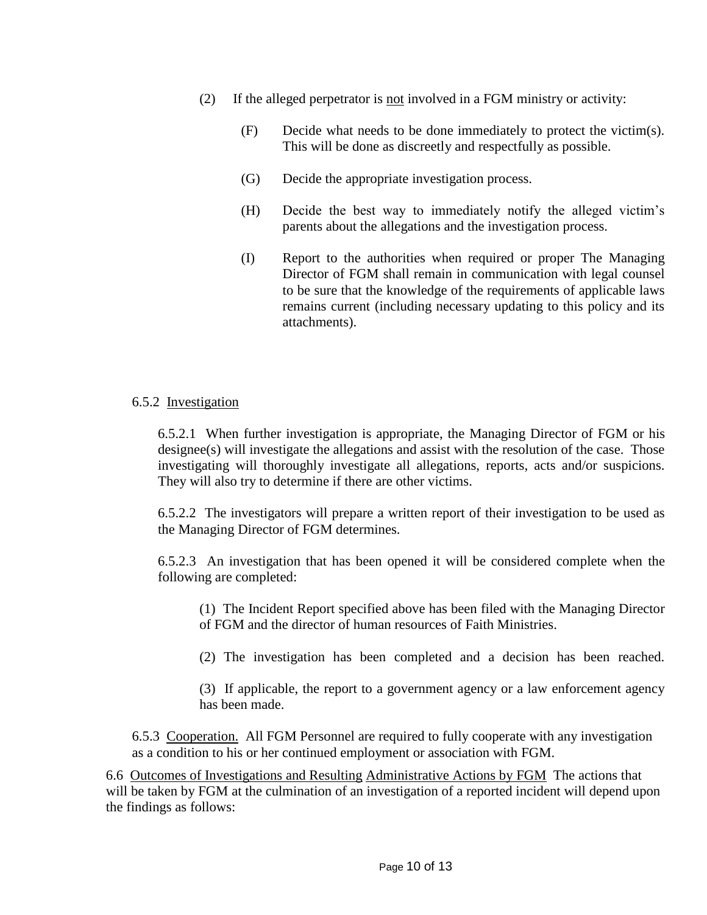(2) If the alleged perpetrator is <u>not</u> involved in a FGM ministry or activity:

(F) Decide what needs to be done immediately to protect the victim(s). This will be done as discreetly and respectfully as possible.

(G) Decide the appropriate investigation process.

(H) Decide the best way to immediately notify the alleged victim's parents about the allegations and the investigation process.

(I) Report to the authorities when required or proper The Managing Director of FGM shall remain in communication with legal counsel to be sure that the knowledge of the requirements of applicable laws remains current (including necessary updating to this policy and its attachments).

6.5.2 <u>Investigation</u>

6.5.2.1 When further investigation is appropriate, the Managing Director of FGM or his designee(s) will investigate the allegations and assist with the resolution of the case. Those investigating will thoroughly investigate all allegations, reports, acts and/or suspicions. They will also try to determine if there are other victims.

6.5.2.2 The investigators will prepare a written report of their investigation to be used as the Managing Director of FGM determines.

6.5.2.3 An investigation that has been opened it will be considered complete when the following are completed:

(1) The Incident Report specified above has been filed with the Managing Director of FGM and the director of human resources of Faith Ministries.

(2) The investigation has been completed and a decision has been reached.

(3) If applicable, the report to a government agency or a law enforcement agency has been made.

6.5.3 <u>Cooperation.</u> All FGM Personnel are required to fully cooperate with any investigation as a condition to his or her continued employment or association with FGM.

6.6 <u>Outcomes of Investigations and Resulting Administrative Actions by FGM</u> The actions that will be taken by FGM at the culmination of an investigation of a reported incident will depend upon the findings as follows: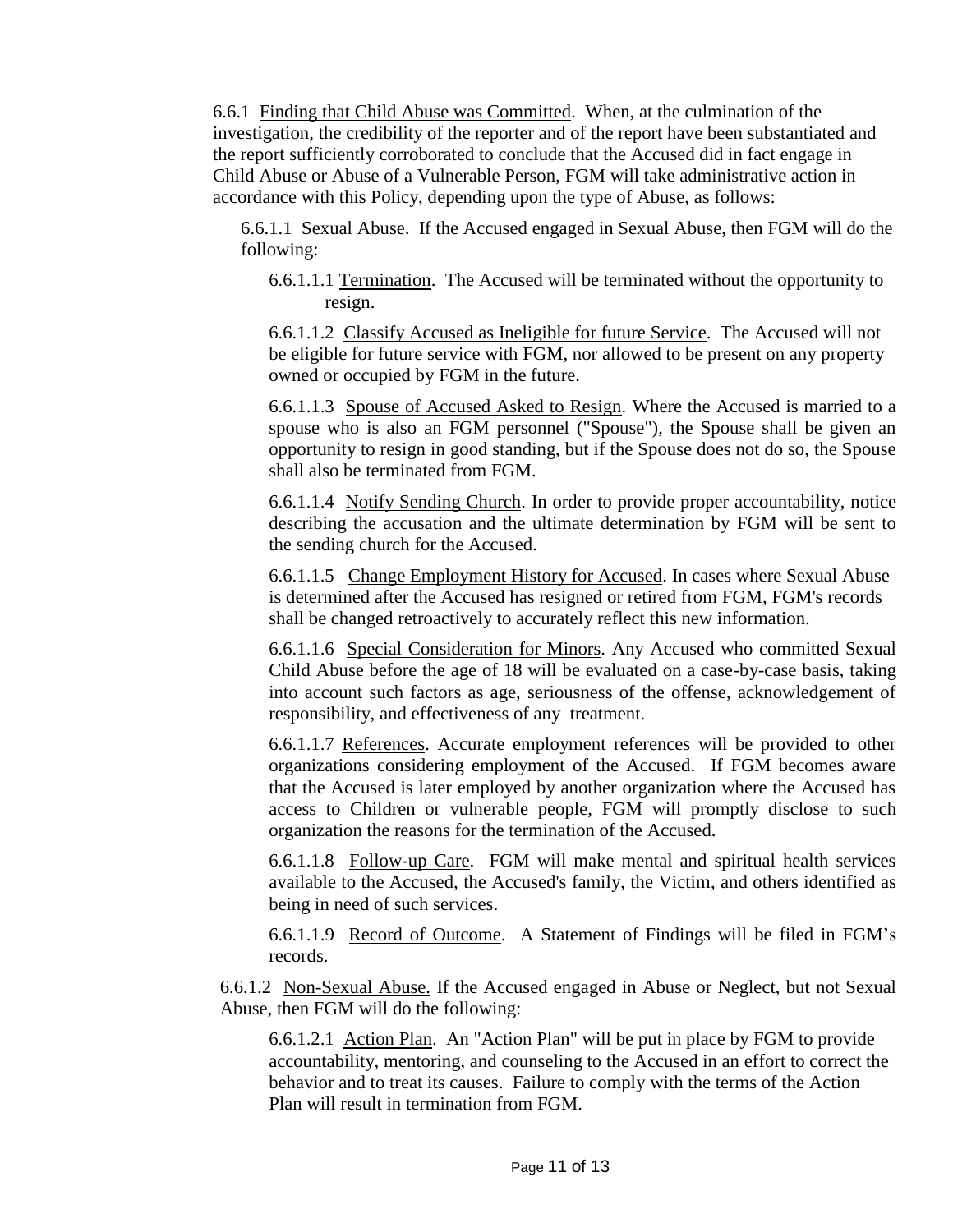6.6.1 <u>Finding that Child Abuse was Committed</u>. When, at the culmination of the investigation, the credibility of the reporter and of the report have been substantiated and the report sufficiently corroborated to conclude that the Accused did in fact engage in Child Abuse or Abuse of a Vulnerable Person, FGM will take administrative action in accordance with this Policy, depending upon the type of Abuse, as follows:

6.6.1.1 <u>Sexual Abuse</u>. If the Accused engaged in Sexual Abuse, then FGM will do the following:

6.6.1.1.1 <u>Termination</u>. The Accused will be terminated without the opportunity to resign.

6.6.1.1.2 <u>Classify Accused as Ineligible for future Service</u>. The Accused will not be eligible for future service with FGM, nor allowed to be present on any property owned or occupied by FGM in the future.

6.6.1.1.3 <u>Spouse of Accused Asked to Resign</u>. Where the Accused is married to a spouse who is also an FGM personnel ("Spouse"), the Spouse shall be given an opportunity to resign in good standing, but if the Spouse does not do so, the Spouse shall also be terminated from FGM.

6.6.1.1.4 <u>Notify Sending Church</u>. In order to provide proper accountability, notice describing the accusation and the ultimate determination by FGM will be sent to the sending church for the Accused.

6.6.1.1.5 <u>Change Employment History for Accused</u>. In cases where Sexual Abuse is determined after the Accused has resigned or retired from FGM, FGM's records shall be changed retroactively to accurately reflect this new information.

6.6.1.1.6 <u>Special Consideration for Minors</u>. Any Accused who committed Sexual Child Abuse before the age of 18 will be evaluated on a case-by-case basis, taking into account such factors as age, seriousness of the offense, acknowledgement of responsibility, and effectiveness of any treatment.

6.6.1.1.7 <u>References</u>. Accurate employment references will be provided to other organizations considering employment of the Accused. If FGM becomes aware that the Accused is later employed by another organization where the Accused has access to Children or vulnerable people, FGM will promptly disclose to such organization the reasons for the termination of the Accused.

6.6.1.1.8 <u>Follow-up Care</u>. FGM will make mental and spiritual health services available to the Accused, the Accused's family, the Victim, and others identified as being in need of such services.

6.6.1.1.9 <u>Record of Outcome</u>. A Statement of Findings will be filed in FGM's records.

6.6.1.2 <u>Non-Sexual Abuse.</u> If the Accused engaged in Abuse or Neglect, but not Sexual Abuse, then FGM will do the following:

6.6.1.2.1 <u>Action Plan</u>. An "Action Plan" will be put in place by FGM to provide accountability, mentoring, and counseling to the Accused in an effort to correct the behavior and to treat its causes. Failure to comply with the terms of the Action Plan will result in termination from FGM.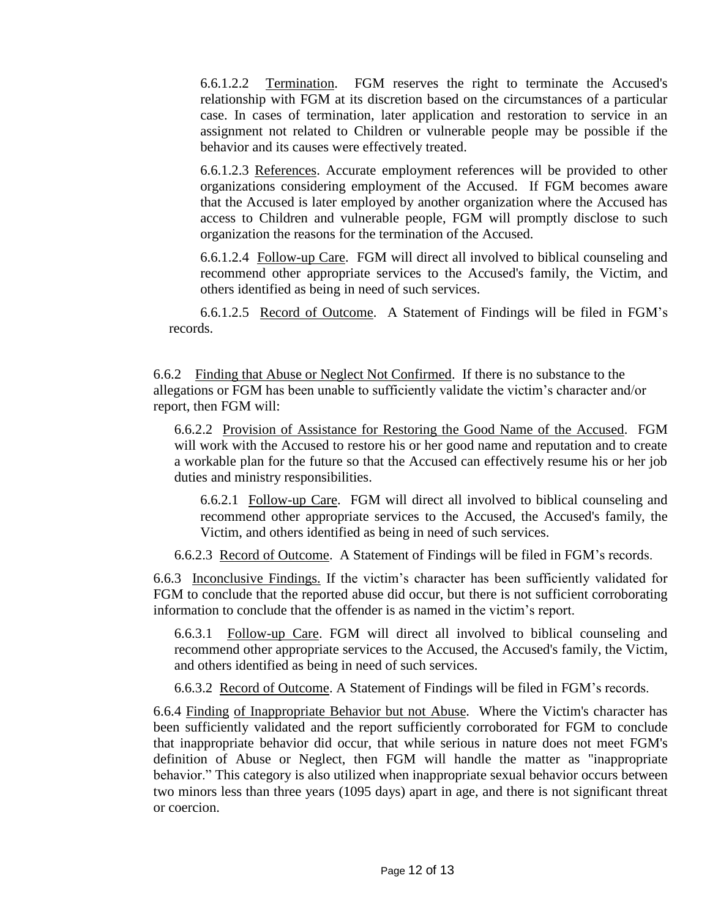6.6.1.2.2 Termination. FGM reserves the right to terminate the Accused's relationship with FGM at its discretion based on the circumstances of a particular case. In cases of termination, later application and restoration to service in an assignment not related to Children or vulnerable people may be possible if the behavior and its causes were effectively treated.

6.6.1.2.3 References. Accurate employment references will be provided to other organizations considering employment of the Accused. If FGM becomes aware that the Accused is later employed by another organization where the Accused has access to Children and vulnerable people, FGM will promptly disclose to such organization the reasons for the termination of the Accused.

6.6.1.2.4 Follow-up Care. FGM will direct all involved to biblical counseling and recommend other appropriate services to the Accused's family, the Victim, and others identified as being in need of such services.

6.6.1.2.5 Record of Outcome. A Statement of Findings will be filed in FGM's records.

6.6.2 Finding that Abuse or Neglect Not Confirmed. If there is no substance to the allegations or FGM has been unable to sufficiently validate the victim's character and/or report, then FGM will:

6.6.2.2 Provision of Assistance for Restoring the Good Name of the Accused. FGM will work with the Accused to restore his or her good name and reputation and to create a workable plan for the future so that the Accused can effectively resume his or her job duties and ministry responsibilities.

6.6.2.1 Follow-up Care. FGM will direct all involved to biblical counseling and recommend other appropriate services to the Accused, the Accused's family, the Victim, and others identified as being in need of such services.

6.6.2.3 Record of Outcome. A Statement of Findings will be filed in FGM's records.

6.6.3 Inconclusive Findings. If the victim's character has been sufficiently validated for FGM to conclude that the reported abuse did occur, but there is not sufficient corroborating information to conclude that the offender is as named in the victim's report.

6.6.3.1 Follow-up Care. FGM will direct all involved to biblical counseling and recommend other appropriate services to the Accused, the Accused's family, the Victim, and others identified as being in need of such services.

6.6.3.2 Record of Outcome. A Statement of Findings will be filed in FGM's records.

6.6.4 Finding of Inappropriate Behavior but not Abuse. Where the Victim's character has been sufficiently validated and the report sufficiently corroborated for FGM to conclude that inappropriate behavior did occur, that while serious in nature does not meet FGM's definition of Abuse or Neglect, then FGM will handle the matter as "inappropriate behavior." This category is also utilized when inappropriate sexual behavior occurs between two minors less than three years (1095 days) apart in age, and there is not significant threat or coercion.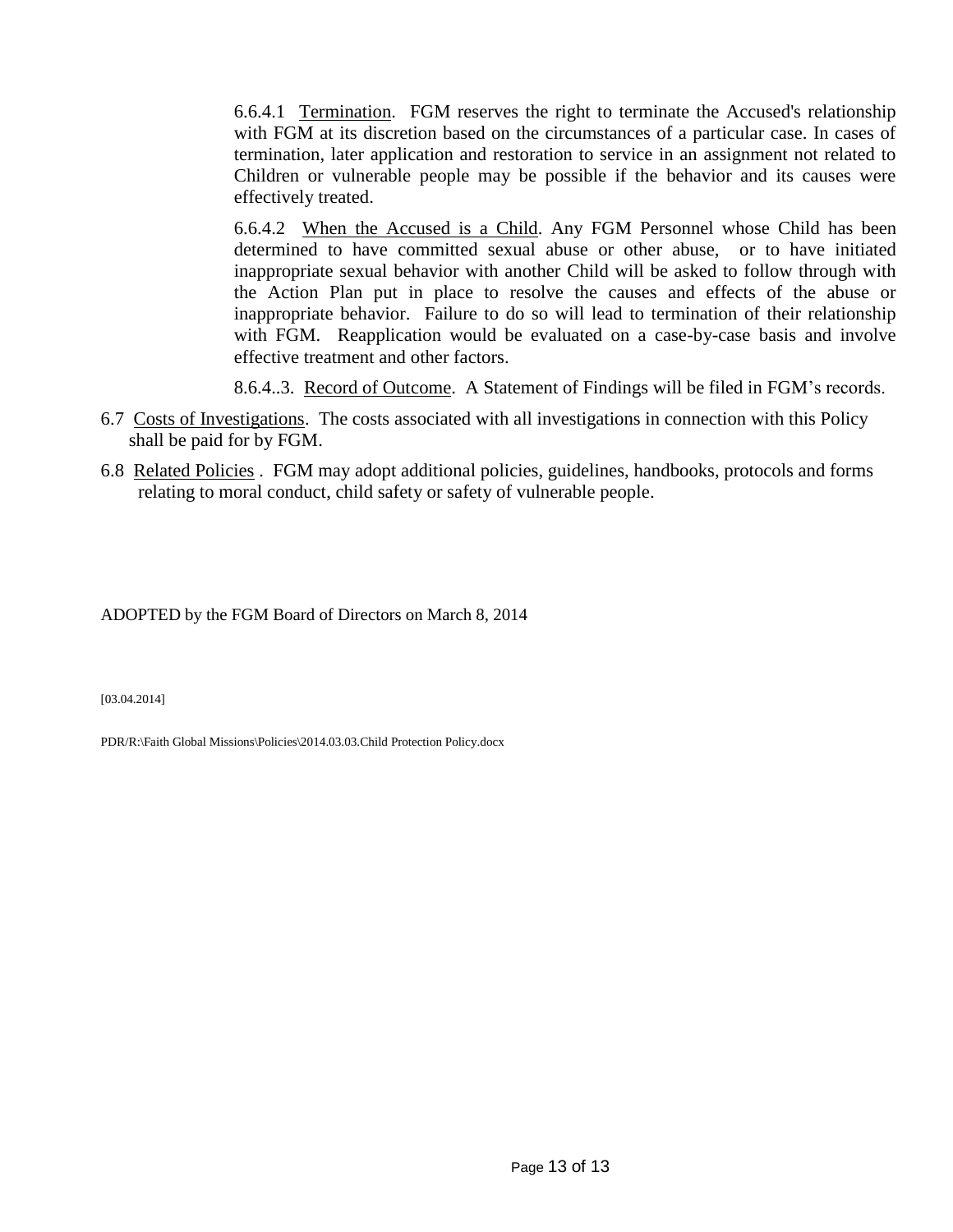6.6.4.1 Termination. FGM reserves the right to terminate the Accused's relationship with FGM at its discretion based on the circumstances of a particular case. In cases of termination, later application and restoration to service in an assignment not related to Children or vulnerable people may be possible if the behavior and its causes were effectively treated.

6.6.4.2 When the Accused is a Child. Any FGM Personnel whose Child has been determined to have committed sexual abuse or other abuse, or to have initiated inappropriate sexual behavior with another Child will be asked to follow through with the Action Plan put in place to resolve the causes and effects of the abuse or inappropriate behavior. Failure to do so will lead to termination of their relationship with FGM. Reapplication would be evaluated on a case-by-case basis and involve effective treatment and other factors.

8.6.4..3. Record of Outcome. A Statement of Findings will be filed in FGM's records.

6.7 Costs of Investigations. The costs associated with all investigations in connection with this Policy shall be paid for by FGM.

6.8 Related Policies . FGM may adopt additional policies, guidelines, handbooks, protocols and forms relating to moral conduct, child safety or safety of vulnerable people.

ADOPTED by the FGM Board of Directors on March 8, 2014

[03.04.2014]

PDR/R:\Faith Global Missions\Policies\2014.03.03.Child Protection Policy.docx